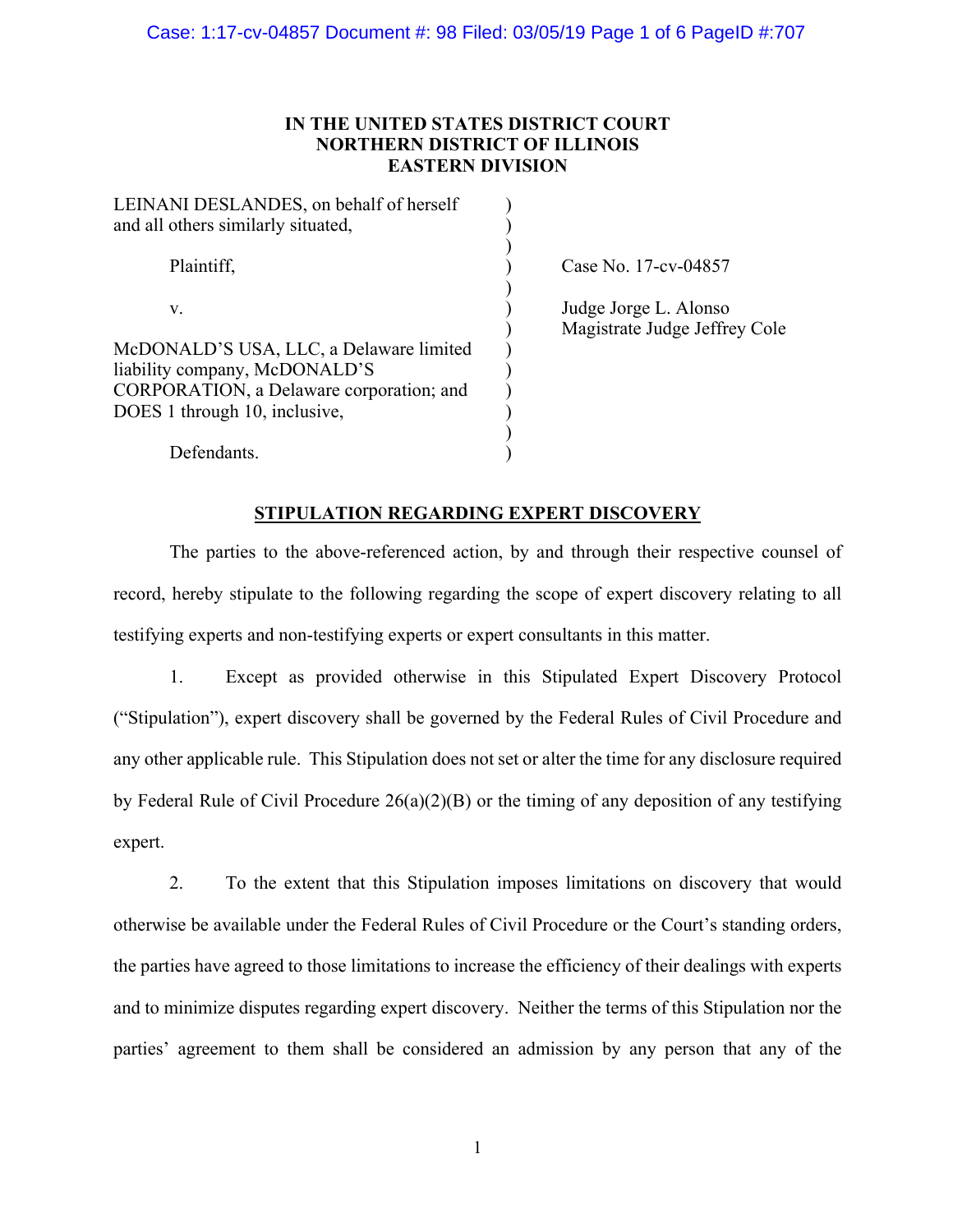**IN THE UNITED STATES DISTRICT COURT**
**NORTHERN DISTRICT OF ILLINOIS**
**EASTERN DIVISION**

LEINANI DESLANDES, on behalf of herself and all others similarly situated,

Plaintiff,

v.

McDONALD'S USA, LLC, a Delaware limited liability company, McDONALD'S CORPORATION, a Delaware corporation; and DOES 1 through 10, inclusive,

Defendants.

Case No. 17-cv-04857

Judge Jorge L. Alonso
Magistrate Judge Jeffrey Cole

## STIPULATION REGARDING EXPERT DISCOVERY

The parties to the above-referenced action, by and through their respective counsel of record, hereby stipulate to the following regarding the scope of expert discovery relating to all testifying experts and non-testifying experts or expert consultants in this matter.

1. Except as provided otherwise in this Stipulated Expert Discovery Protocol ("Stipulation"), expert discovery shall be governed by the Federal Rules of Civil Procedure and any other applicable rule. This Stipulation does not set or alter the time for any disclosure required by Federal Rule of Civil Procedure 26(a)(2)(B) or the timing of any deposition of any testifying expert.

2. To the extent that this Stipulation imposes limitations on discovery that would otherwise be available under the Federal Rules of Civil Procedure or the Court's standing orders, the parties have agreed to those limitations to increase the efficiency of their dealings with experts and to minimize disputes regarding expert discovery. Neither the terms of this Stipulation nor the parties' agreement to them shall be considered an admission by any person that any of the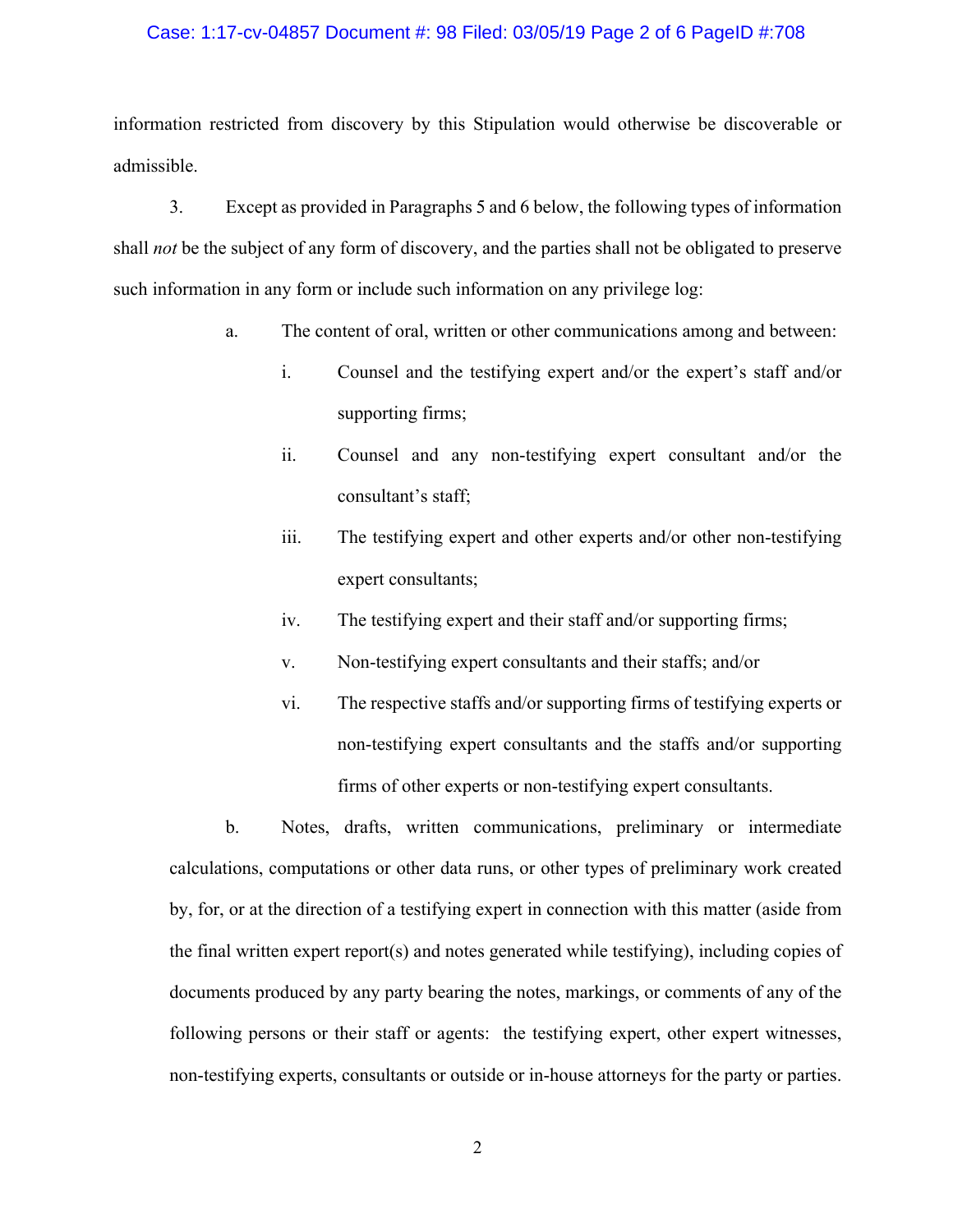information restricted from discovery by this Stipulation would otherwise be discoverable or admissible.

3. Except as provided in Paragraphs 5 and 6 below, the following types of information shall *not* be the subject of any form of discovery, and the parties shall not be obligated to preserve such information in any form or include such information on any privilege log:

a. The content of oral, written or other communications among and between:

i. Counsel and the testifying expert and/or the expert's staff and/or supporting firms;

ii. Counsel and any non-testifying expert consultant and/or the consultant's staff;

iii. The testifying expert and other experts and/or other non-testifying expert consultants;

iv. The testifying expert and their staff and/or supporting firms;

v. Non-testifying expert consultants and their staffs; and/or

vi. The respective staffs and/or supporting firms of testifying experts or non-testifying expert consultants and the staffs and/or supporting firms of other experts or non-testifying expert consultants.

b. Notes, drafts, written communications, preliminary or intermediate calculations, computations or other data runs, or other types of preliminary work created by, for, or at the direction of a testifying expert in connection with this matter (aside from the final written expert report(s) and notes generated while testifying), including copies of documents produced by any party bearing the notes, markings, or comments of any of the following persons or their staff or agents: the testifying expert, other expert witnesses, non-testifying experts, consultants or outside or in-house attorneys for the party or parties.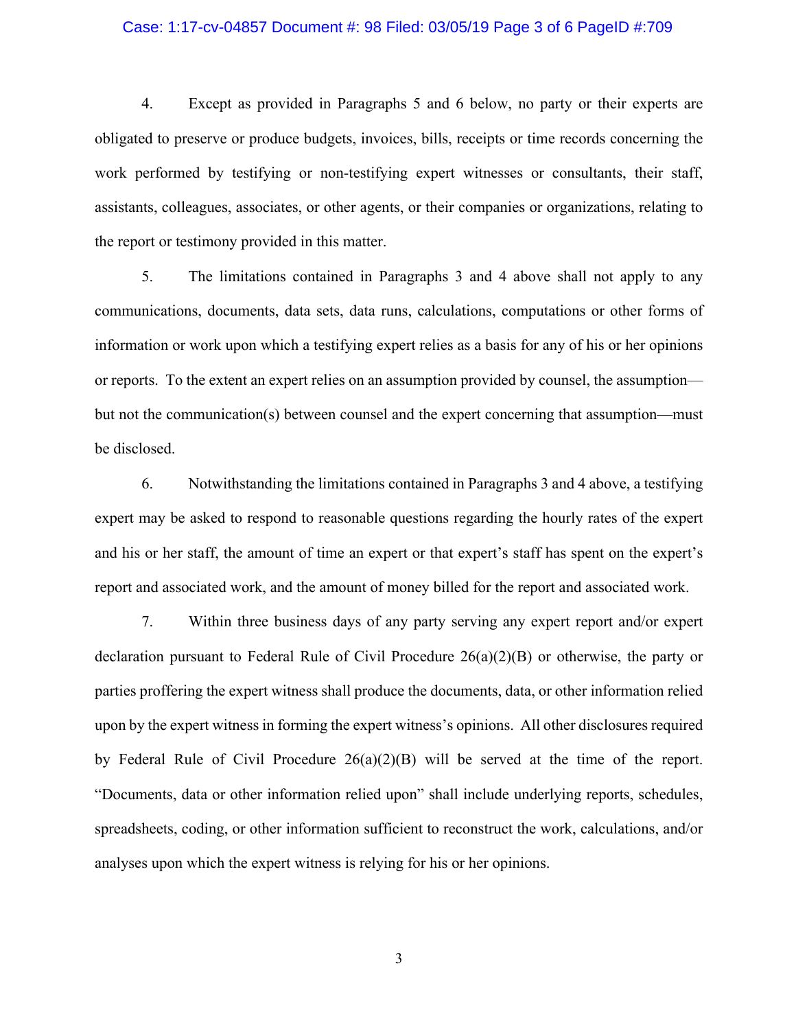4. Except as provided in Paragraphs 5 and 6 below, no party or their experts are obligated to preserve or produce budgets, invoices, bills, receipts or time records concerning the work performed by testifying or non-testifying expert witnesses or consultants, their staff, assistants, colleagues, associates, or other agents, or their companies or organizations, relating to the report or testimony provided in this matter.

5. The limitations contained in Paragraphs 3 and 4 above shall not apply to any communications, documents, data sets, data runs, calculations, computations or other forms of information or work upon which a testifying expert relies as a basis for any of his or her opinions or reports. To the extent an expert relies on an assumption provided by counsel, the assumption—but not the communication(s) between counsel and the expert concerning that assumption—must be disclosed.

6. Notwithstanding the limitations contained in Paragraphs 3 and 4 above, a testifying expert may be asked to respond to reasonable questions regarding the hourly rates of the expert and his or her staff, the amount of time an expert or that expert's staff has spent on the expert's report and associated work, and the amount of money billed for the report and associated work.

7. Within three business days of any party serving any expert report and/or expert declaration pursuant to Federal Rule of Civil Procedure 26(a)(2)(B) or otherwise, the party or parties proffering the expert witness shall produce the documents, data, or other information relied upon by the expert witness in forming the expert witness's opinions. All other disclosures required by Federal Rule of Civil Procedure 26(a)(2)(B) will be served at the time of the report. "Documents, data or other information relied upon" shall include underlying reports, schedules, spreadsheets, coding, or other information sufficient to reconstruct the work, calculations, and/or analyses upon which the expert witness is relying for his or her opinions.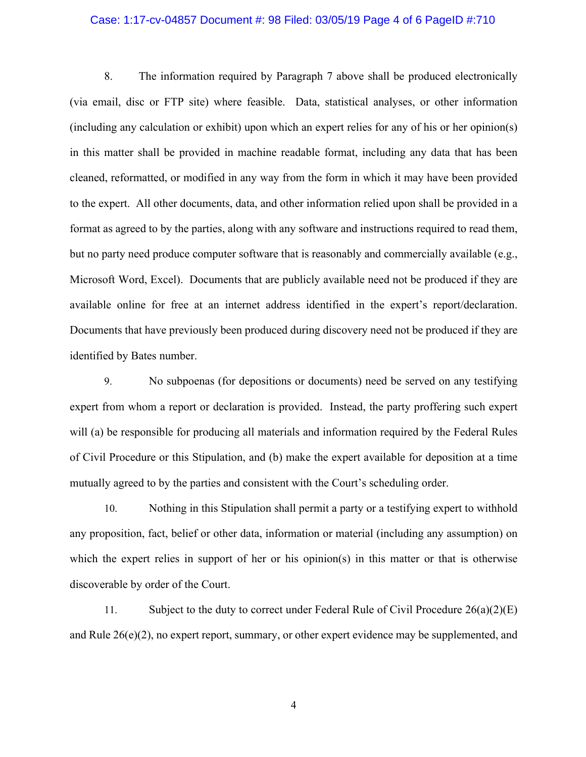8. The information required by Paragraph 7 above shall be produced electronically (via email, disc or FTP site) where feasible. Data, statistical analyses, or other information (including any calculation or exhibit) upon which an expert relies for any of his or her opinion(s) in this matter shall be provided in machine readable format, including any data that has been cleaned, reformatted, or modified in any way from the form in which it may have been provided to the expert. All other documents, data, and other information relied upon shall be provided in a format as agreed to by the parties, along with any software and instructions required to read them, but no party need produce computer software that is reasonably and commercially available (e.g., Microsoft Word, Excel). Documents that are publicly available need not be produced if they are available online for free at an internet address identified in the expert's report/declaration. Documents that have previously been produced during discovery need not be produced if they are identified by Bates number.

9. No subpoenas (for depositions or documents) need be served on any testifying expert from whom a report or declaration is provided. Instead, the party proffering such expert will (a) be responsible for producing all materials and information required by the Federal Rules of Civil Procedure or this Stipulation, and (b) make the expert available for deposition at a time mutually agreed to by the parties and consistent with the Court's scheduling order.

10. Nothing in this Stipulation shall permit a party or a testifying expert to withhold any proposition, fact, belief or other data, information or material (including any assumption) on which the expert relies in support of her or his opinion(s) in this matter or that is otherwise discoverable by order of the Court.

11. Subject to the duty to correct under Federal Rule of Civil Procedure 26(a)(2)(E) and Rule 26(e)(2), no expert report, summary, or other expert evidence may be supplemented, and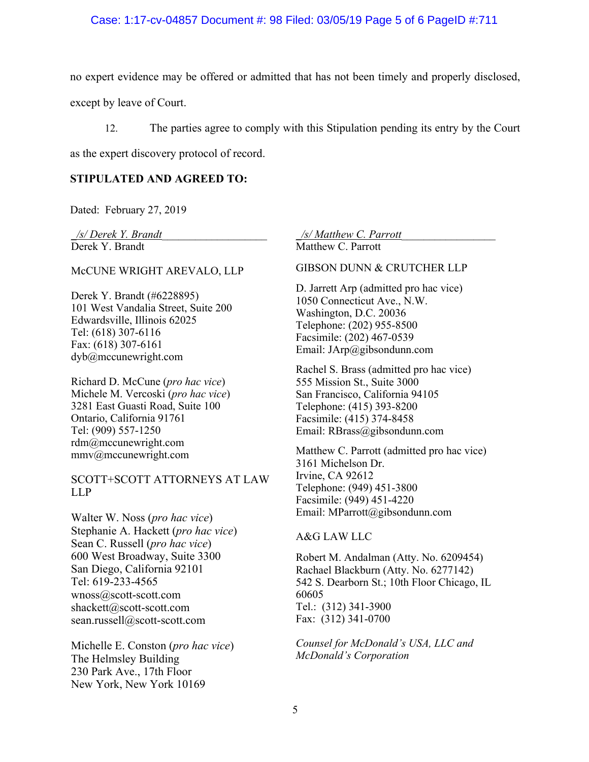no expert evidence may be offered or admitted that has not been timely and properly disclosed, except by leave of Court.

12. The parties agree to comply with this Stipulation pending its entry by the Court as the expert discovery protocol of record.

**STIPULATED AND AGREED TO:**

Dated: February 27, 2019

*/s/ Derek Y. Brandt*
Derek Y. Brandt

McCUNE WRIGHT AREVALO, LLP

Derek Y. Brandt (#6228895)
101 West Vandalia Street, Suite 200
Edwardsville, Illinois 62025
Tel: (618) 307-6116
Fax: (618) 307-6161
dyb@mccunewright.com

Richard D. McCune (*pro hac vice*)
Michele M. Vercoski (*pro hac vice*)
3281 East Guasti Road, Suite 100
Ontario, California 91761
Tel: (909) 557-1250
rdm@mccunewright.com
mmv@mccunewright.com

SCOTT+SCOTT ATTORNEYS AT LAW LLP

Walter W. Noss (*pro hac vice*)
Stephanie A. Hackett (*pro hac vice*)
Sean C. Russell (*pro hac vice*)
600 West Broadway, Suite 3300
San Diego, California 92101
Tel: 619-233-4565
wnoss@scott-scott.com
shackett@scott-scott.com
sean.russell@scott-scott.com

Michelle E. Conston (*pro hac vice*)
The Helmsley Building
230 Park Ave., 17th Floor
New York, New York 10169

*/s/ Matthew C. Parrott*
Matthew C. Parrott

GIBSON DUNN & CRUTCHER LLP

D. Jarrett Arp (admitted pro hac vice)
1050 Connecticut Ave., N.W.
Washington, D.C. 20036
Telephone: (202) 955-8500
Facsimile: (202) 467-0539
Email: JArp@gibsondunn.com

Rachel S. Brass (admitted pro hac vice)
555 Mission St., Suite 3000
San Francisco, California 94105
Telephone: (415) 393-8200
Facsimile: (415) 374-8458
Email: RBrass@gibsondunn.com

Matthew C. Parrott (admitted pro hac vice)
3161 Michelson Dr.
Irvine, CA 92612
Telephone: (949) 451-3800
Facsimile: (949) 451-4220
Email: MParrott@gibsondunn.com

A&G LAW LLC

Robert M. Andalman (Atty. No. 6209454)
Rachael Blackburn (Atty. No. 6277142)
542 S. Dearborn St.; 10th Floor Chicago, IL 60605
Tel.: (312) 341-3900
Fax: (312) 341-0700

*Counsel for McDonald's USA, LLC and McDonald's Corporation*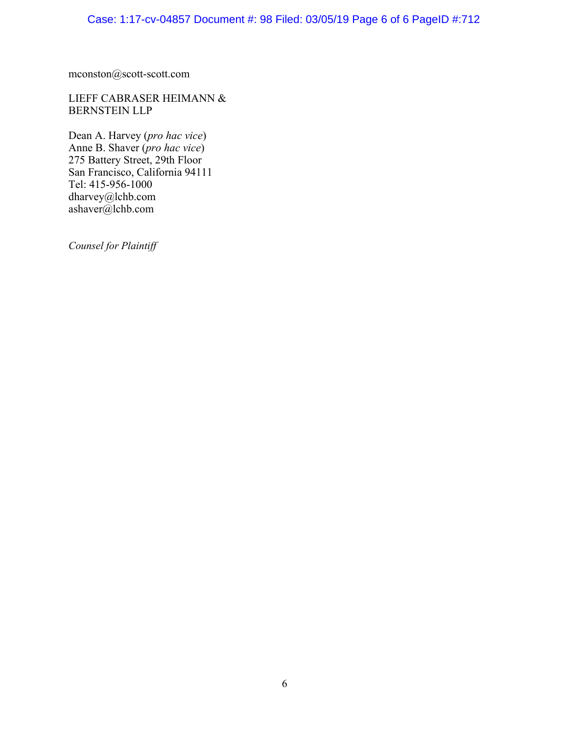mconston@scott-scott.com

LIEFF CABRASER HEIMANN &
BERNSTEIN LLP

Dean A. Harvey (*pro hac vice*)
Anne B. Shaver (*pro hac vice*)
275 Battery Street, 29th Floor
San Francisco, California 94111
Tel: 415-956-1000
dharvey@lchb.com
ashaver@lchb.com

*Counsel for Plaintiff*